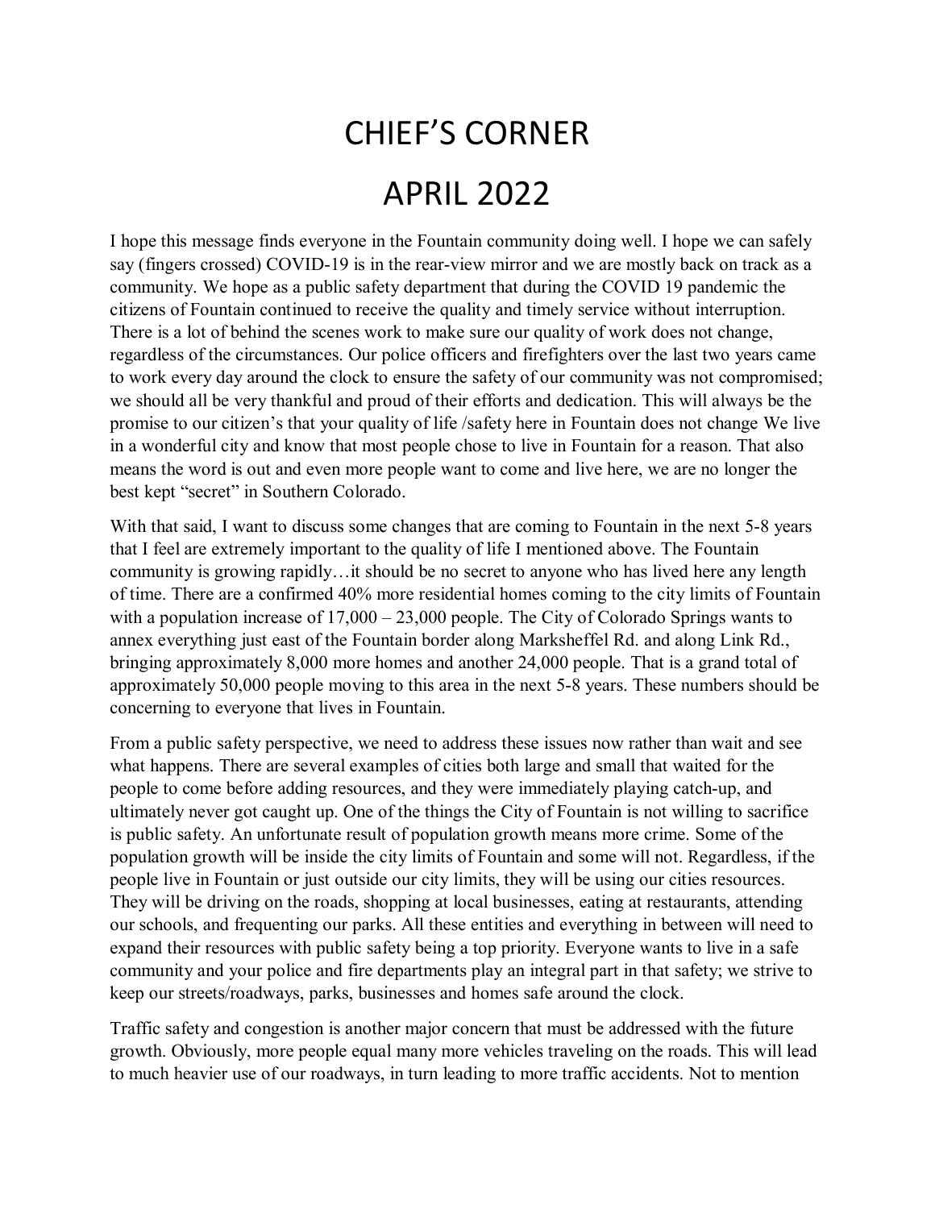# CHIEF'S CORNER

# APRIL 2022

I hope this message finds everyone in the Fountain community doing well. I hope we can safely say (fingers crossed) COVID-19 is in the rear-view mirror and we are mostly back on track as a community. We hope as a public safety department that during the COVID 19 pandemic the citizens of Fountain continued to receive the quality and timely service without interruption. There is a lot of behind the scenes work to make sure our quality of work does not change, regardless of the circumstances. Our police officers and firefighters over the last two years came to work every day around the clock to ensure the safety of our community was not compromised; we should all be very thankful and proud of their efforts and dedication. This will always be the promise to our citizen's that your quality of life /safety here in Fountain does not change We live in a wonderful city and know that most people chose to live in Fountain for a reason. That also means the word is out and even more people want to come and live here, we are no longer the best kept "secret" in Southern Colorado.

With that said, I want to discuss some changes that are coming to Fountain in the next 5-8 years that I feel are extremely important to the quality of life I mentioned above. The Fountain community is growing rapidly…it should be no secret to anyone who has lived here any length of time. There are a confirmed 40% more residential homes coming to the city limits of Fountain with a population increase of 17,000 – 23,000 people. The City of Colorado Springs wants to annex everything just east of the Fountain border along Marksheffel Rd. and along Link Rd., bringing approximately 8,000 more homes and another 24,000 people. That is a grand total of approximately 50,000 people moving to this area in the next 5-8 years. These numbers should be concerning to everyone that lives in Fountain.

From a public safety perspective, we need to address these issues now rather than wait and see what happens. There are several examples of cities both large and small that waited for the people to come before adding resources, and they were immediately playing catch-up, and ultimately never got caught up. One of the things the City of Fountain is not willing to sacrifice is public safety. An unfortunate result of population growth means more crime. Some of the population growth will be inside the city limits of Fountain and some will not. Regardless, if the people live in Fountain or just outside our city limits, they will be using our cities resources. They will be driving on the roads, shopping at local businesses, eating at restaurants, attending our schools, and frequenting our parks. All these entities and everything in between will need to expand their resources with public safety being a top priority. Everyone wants to live in a safe community and your police and fire departments play an integral part in that safety; we strive to keep our streets/roadways, parks, businesses and homes safe around the clock.

Traffic safety and congestion is another major concern that must be addressed with the future growth. Obviously, more people equal many more vehicles traveling on the roads. This will lead to much heavier use of our roadways, in turn leading to more traffic accidents. Not to mention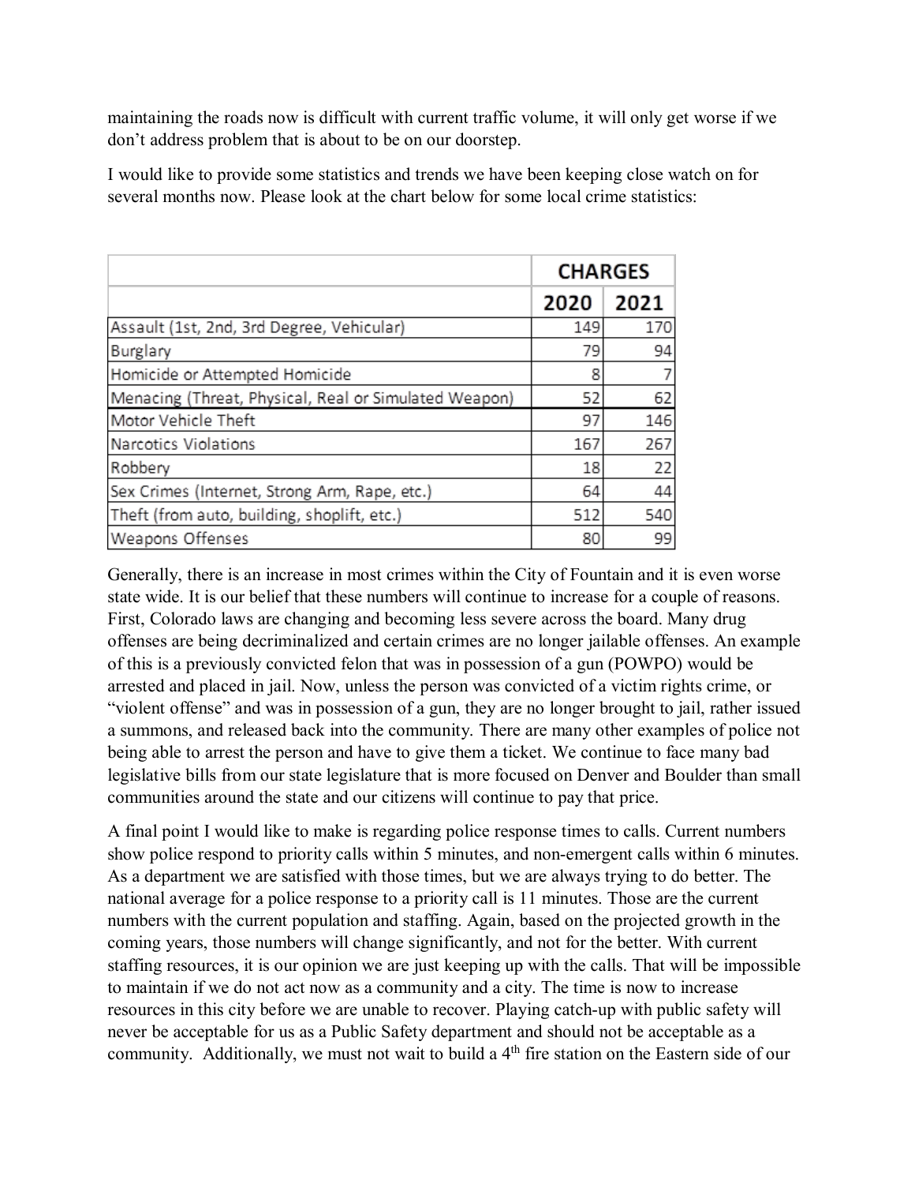maintaining the roads now is difficult with current traffic volume, it will only get worse if we don't address problem that is about to be on our doorstep.

I would like to provide some statistics and trends we have been keeping close watch on for several months now. Please look at the chart below for some local crime statistics:

| | CHARGES | |
|---|---|---|
| | 2020 | 2021 |
| Assault (1st, 2nd, 3rd Degree, Vehicular) | 149 | 170 |
| Burglary | 79 | 94 |
| Homicide or Attempted Homicide | 8 | 7 |
| Menacing (Threat, Physical, Real or Simulated Weapon) | 52 | 62 |
| Motor Vehicle Theft | 97 | 146 |
| Narcotics Violations | 167 | 267 |
| Robbery | 18 | 22 |
| Sex Crimes (Internet, Strong Arm, Rape, etc.) | 64 | 44 |
| Theft (from auto, building, shoplift, etc.) | 512 | 540 |
| Weapons Offenses | 80 | 99 |

Generally, there is an increase in most crimes within the City of Fountain and it is even worse state wide. It is our belief that these numbers will continue to increase for a couple of reasons. First, Colorado laws are changing and becoming less severe across the board. Many drug offenses are being decriminalized and certain crimes are no longer jailable offenses. An example of this is a previously convicted felon that was in possession of a gun (POWPO) would be arrested and placed in jail. Now, unless the person was convicted of a victim rights crime, or "violent offense" and was in possession of a gun, they are no longer brought to jail, rather issued a summons, and released back into the community. There are many other examples of police not being able to arrest the person and have to give them a ticket. We continue to face many bad legislative bills from our state legislature that is more focused on Denver and Boulder than small communities around the state and our citizens will continue to pay that price.

A final point I would like to make is regarding police response times to calls. Current numbers show police respond to priority calls within 5 minutes, and non-emergent calls within 6 minutes. As a department we are satisfied with those times, but we are always trying to do better. The national average for a police response to a priority call is 11 minutes. Those are the current numbers with the current population and staffing. Again, based on the projected growth in the coming years, those numbers will change significantly, and not for the better. With current staffing resources, it is our opinion we are just keeping up with the calls. That will be impossible to maintain if we do not act now as a community and a city. The time is now to increase resources in this city before we are unable to recover. Playing catch-up with public safety will never be acceptable for us as a Public Safety department and should not be acceptable as a community. Additionally, we must not wait to build a 4th fire station on the Eastern side of our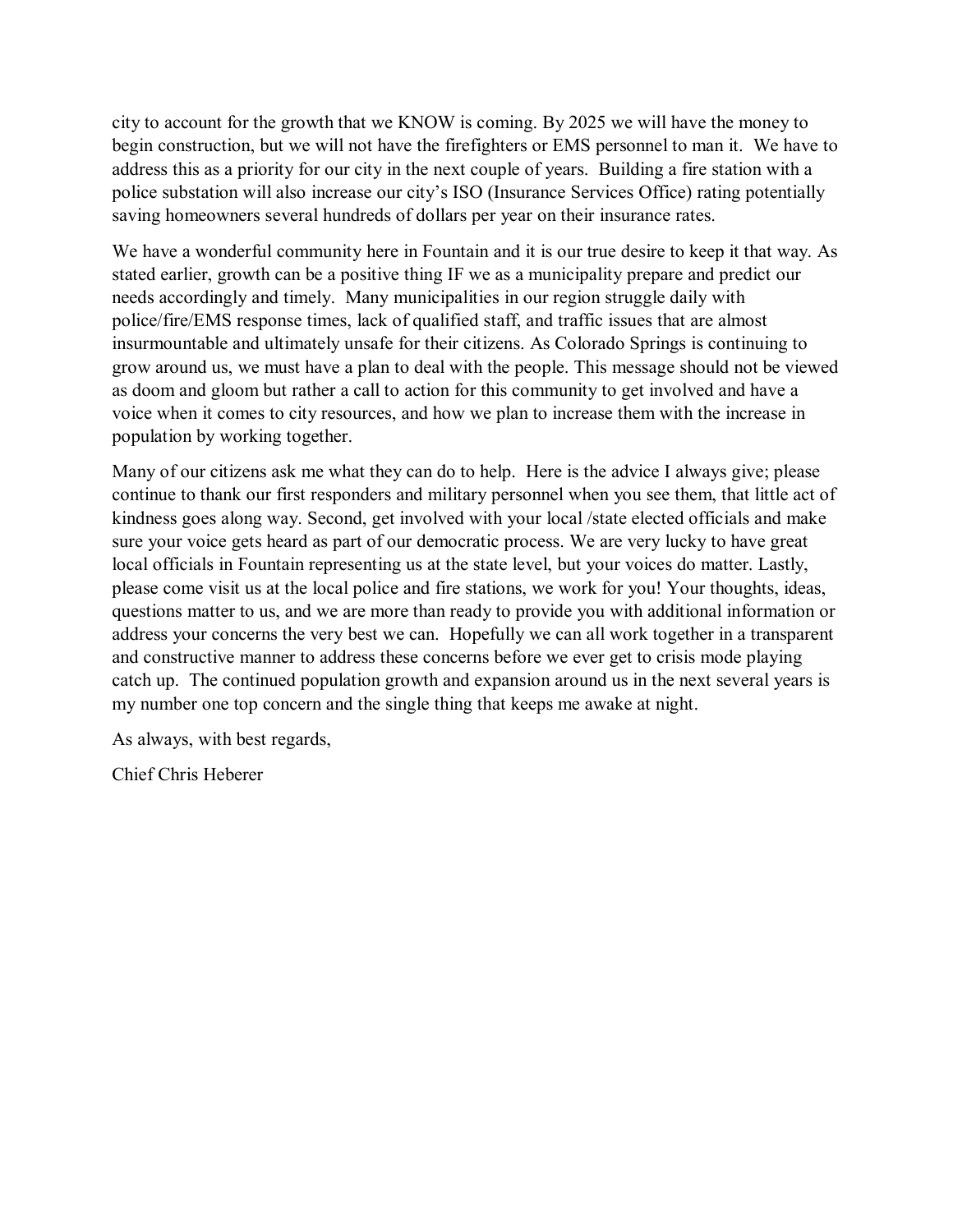city to account for the growth that we KNOW is coming. By 2025 we will have the money to begin construction, but we will not have the firefighters or EMS personnel to man it. We have to address this as a priority for our city in the next couple of years. Building a fire station with a police substation will also increase our city's ISO (Insurance Services Office) rating potentially saving homeowners several hundreds of dollars per year on their insurance rates.

We have a wonderful community here in Fountain and it is our true desire to keep it that way. As stated earlier, growth can be a positive thing IF we as a municipality prepare and predict our needs accordingly and timely. Many municipalities in our region struggle daily with police/fire/EMS response times, lack of qualified staff, and traffic issues that are almost insurmountable and ultimately unsafe for their citizens. As Colorado Springs is continuing to grow around us, we must have a plan to deal with the people. This message should not be viewed as doom and gloom but rather a call to action for this community to get involved and have a voice when it comes to city resources, and how we plan to increase them with the increase in population by working together.

Many of our citizens ask me what they can do to help. Here is the advice I always give; please continue to thank our first responders and military personnel when you see them, that little act of kindness goes along way. Second, get involved with your local /state elected officials and make sure your voice gets heard as part of our democratic process. We are very lucky to have great local officials in Fountain representing us at the state level, but your voices do matter. Lastly, please come visit us at the local police and fire stations, we work for you! Your thoughts, ideas, questions matter to us, and we are more than ready to provide you with additional information or address your concerns the very best we can. Hopefully we can all work together in a transparent and constructive manner to address these concerns before we ever get to crisis mode playing catch up. The continued population growth and expansion around us in the next several years is my number one top concern and the single thing that keeps me awake at night.

As always, with best regards,

Chief Chris Heberer